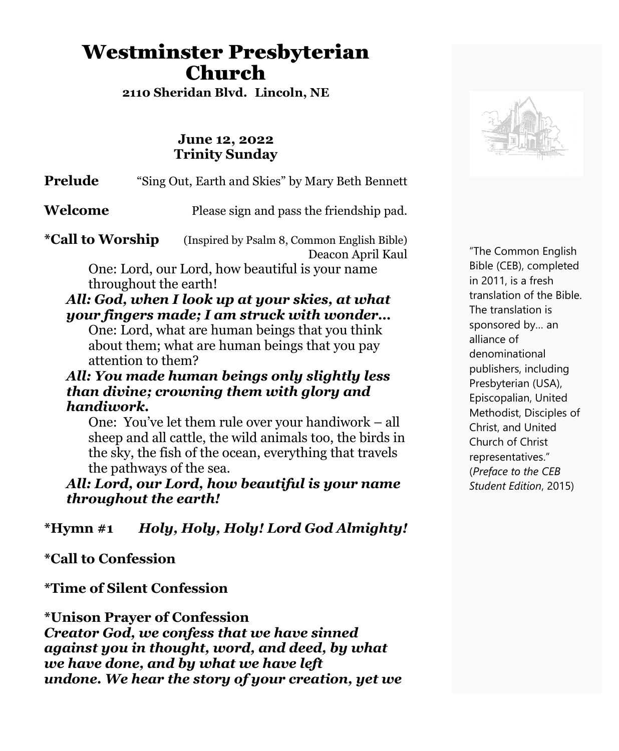# Westminster Presbyterian Church

**2110 Sheridan Blvd. Lincoln, NE**

**June 12, 2022**
**Trinity Sunday**

**Prelude** "Sing Out, Earth and Skies" by Mary Beth Bennett

**Welcome** Please sign and pass the friendship pad.

**\*Call to Worship** (Inspired by Psalm 8, Common English Bible)
Deacon April Kaul

One: Lord, our Lord, how beautiful is your name throughout the earth!

***All: God, when I look up at your skies, at what your fingers made; I am struck with wonder…***

One: Lord, what are human beings that you think about them; what are human beings that you pay attention to them?

***All: You made human beings only slightly less than divine; crowning them with glory and handiwork.***

One: You've let them rule over your handiwork – all sheep and all cattle, the wild animals too, the birds in the sky, the fish of the ocean, everything that travels the pathways of the sea.

***All: Lord, our Lord, how beautiful is your name throughout the earth!***

**\*Hymn #1** ***Holy, Holy, Holy! Lord God Almighty!***

**\*Call to Confession**

**\*Time of Silent Confession**

**\*Unison Prayer of Confession**
***Creator God, we confess that we have sinned against you in thought, word, and deed, by what we have done, and by what we have left undone. We hear the story of your creation, yet we***

"The Common English Bible (CEB), completed in 2011, is a fresh translation of the Bible. The translation is sponsored by… an alliance of denominational publishers, including Presbyterian (USA), Episcopalian, United Methodist, Disciples of Christ, and United Church of Christ representatives." (*Preface to the CEB Student Edition*, 2015)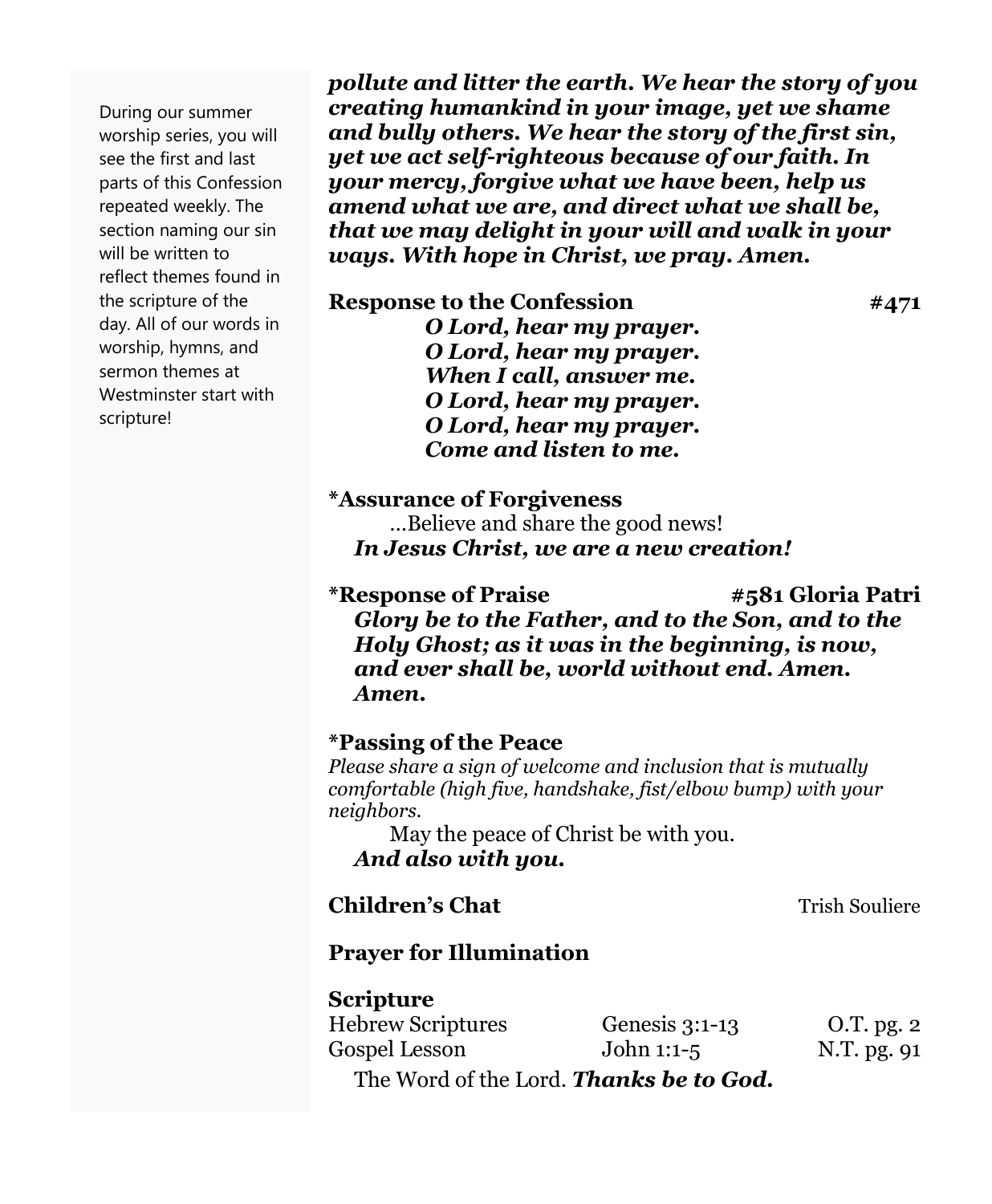During our summer worship series, you will see the first and last parts of this Confession repeated weekly. The section naming our sin will be written to reflect themes found in the scripture of the day. All of our words in worship, hymns, and sermon themes at Westminster start with scripture!

***pollute and litter the earth. We hear the story of you creating humankind in your image, yet we shame and bully others. We hear the story of the first sin, yet we act self-righteous because of our faith. In your mercy, forgive what we have been, help us amend what we are, and direct what we shall be, that we may delight in your will and walk in your ways. With hope in Christ, we pray. Amen.***

**Response to the Confession** **#471**

***O Lord, hear my prayer.***
***O Lord, hear my prayer.***
***When I call, answer me.***
***O Lord, hear my prayer.***
***O Lord, hear my prayer.***
***Come and listen to me.***

**\*Assurance of Forgiveness**

…Believe and share the good news!
***In Jesus Christ, we are a new creation!***

**\*Response of Praise** **#581 Gloria Patri**

***Glory be to the Father, and to the Son, and to the Holy Ghost; as it was in the beginning, is now, and ever shall be, world without end. Amen. Amen.***

**\*Passing of the Peace**

*Please share a sign of welcome and inclusion that is mutually comfortable (high five, handshake, fist/elbow bump) with your neighbors.*

May the peace of Christ be with you.
***And also with you.***

**Children's Chat** Trish Souliere

**Prayer for Illumination**

**Scripture**

| | | |
|---|---|---|
| Hebrew Scriptures | Genesis 3:1-13 | O.T. pg. 2 |
| Gospel Lesson | John 1:1-5 | N.T. pg. 91 |

The Word of the Lord. ***Thanks be to God.***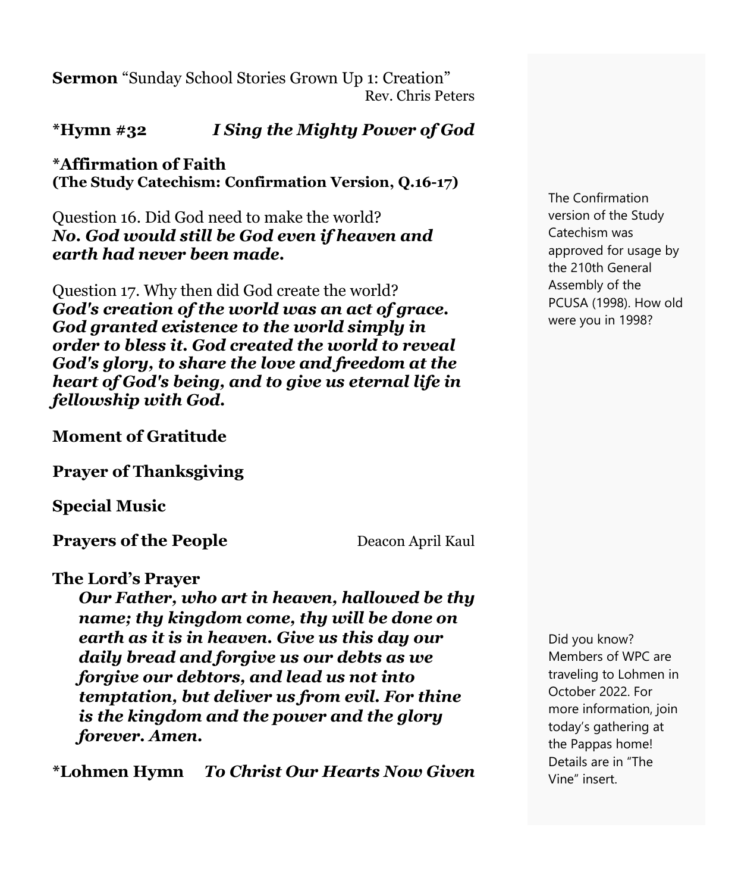**Sermon** "Sunday School Stories Grown Up 1: Creation"
Rev. Chris Peters

**\*Hymn #32** ***I Sing the Mighty Power of God***

**\*Affirmation of Faith**
**(The Study Catechism: Confirmation Version, Q.16-17)**

Question 16. Did God need to make the world?
***No. God would still be God even if heaven and earth had never been made.***

Question 17. Why then did God create the world?
***God's creation of the world was an act of grace. God granted existence to the world simply in order to bless it. God created the world to reveal God's glory, to share the love and freedom at the heart of God's being, and to give us eternal life in fellowship with God.***

**Moment of Gratitude**

**Prayer of Thanksgiving**

**Special Music**

**Prayers of the People** Deacon April Kaul

**The Lord's Prayer**

***Our Father, who art in heaven, hallowed be thy name; thy kingdom come, thy will be done on earth as it is in heaven. Give us this day our daily bread and forgive us our debts as we forgive our debtors, and lead us not into temptation, but deliver us from evil. For thine is the kingdom and the power and the glory forever. Amen.***

**\*Lohmen Hymn** ***To Christ Our Hearts Now Given***

The Confirmation version of the Study Catechism was approved for usage by the 210th General Assembly of the PCUSA (1998). How old were you in 1998?

Did you know? Members of WPC are traveling to Lohmen in October 2022. For more information, join today's gathering at the Pappas home! Details are in "The Vine" insert.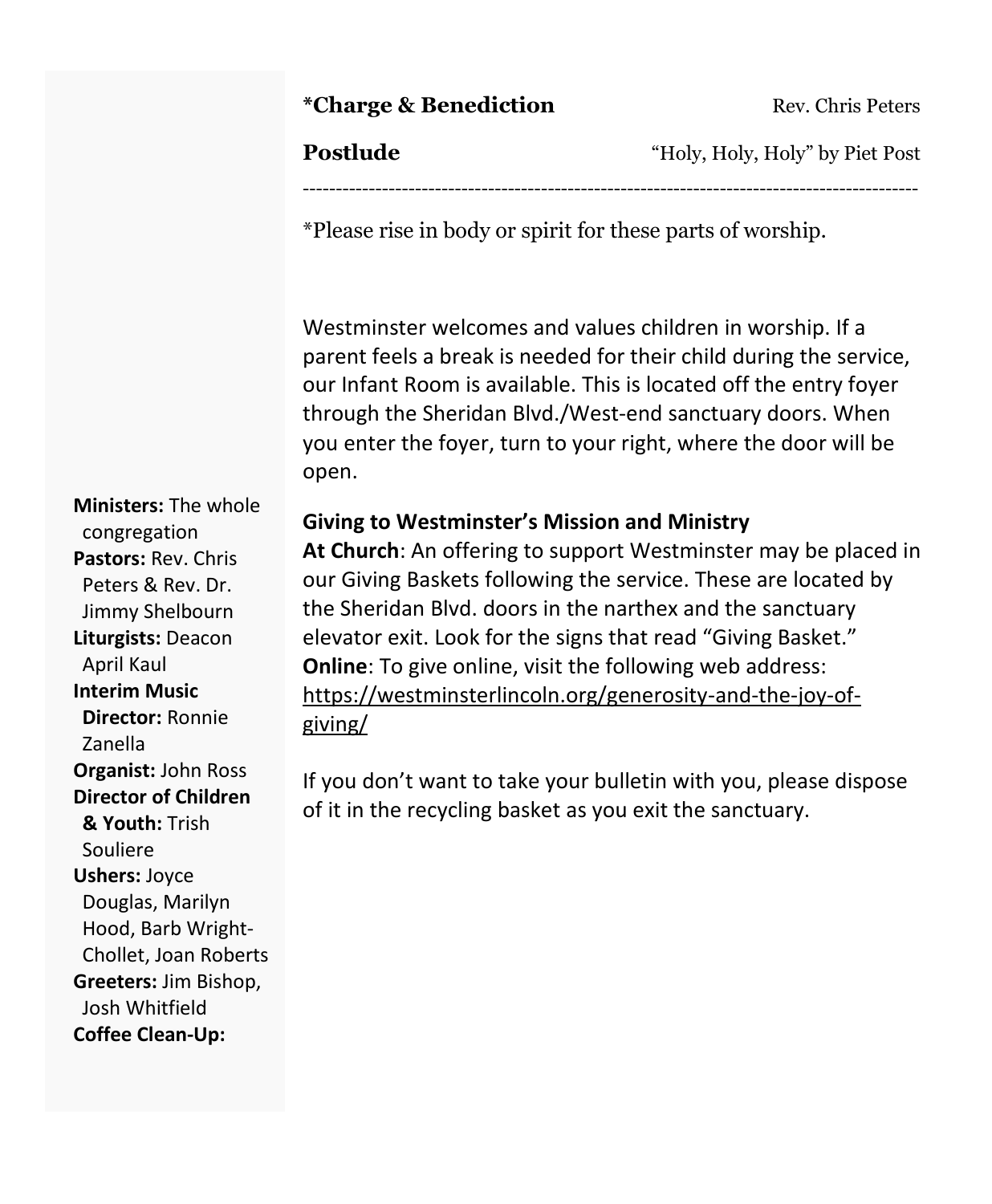**\*Charge & Benediction** Rev. Chris Peters

**Postlude** "Holy, Holy, Holy" by Piet Post

---

*Please rise in body or spirit for these parts of worship.

Westminster welcomes and values children in worship. If a parent feels a break is needed for their child during the service, our Infant Room is available. This is located off the entry foyer through the Sheridan Blvd./West-end sanctuary doors. When you enter the foyer, turn to your right, where the door will be open.

**Giving to Westminster's Mission and Ministry**

**At Church**: An offering to support Westminster may be placed in our Giving Baskets following the service. These are located by the Sheridan Blvd. doors in the narthex and the sanctuary elevator exit. Look for the signs that read "Giving Basket."

**Online**: To give online, visit the following web address: https://westminsterlincoln.org/generosity-and-the-joy-of-giving/

If you don't want to take your bulletin with you, please dispose of it in the recycling basket as you exit the sanctuary.

**Ministers:** The whole congregation
**Pastors:** Rev. Chris Peters & Rev. Dr. Jimmy Shelbourn
**Liturgists:** Deacon April Kaul
**Interim Music Director:** Ronnie Zanella
**Organist:** John Ross
**Director of Children & Youth:** Trish Souliere
**Ushers:** Joyce Douglas, Marilyn Hood, Barb Wright-Chollet, Joan Roberts
**Greeters:** Jim Bishop, Josh Whitfield
**Coffee Clean-Up:**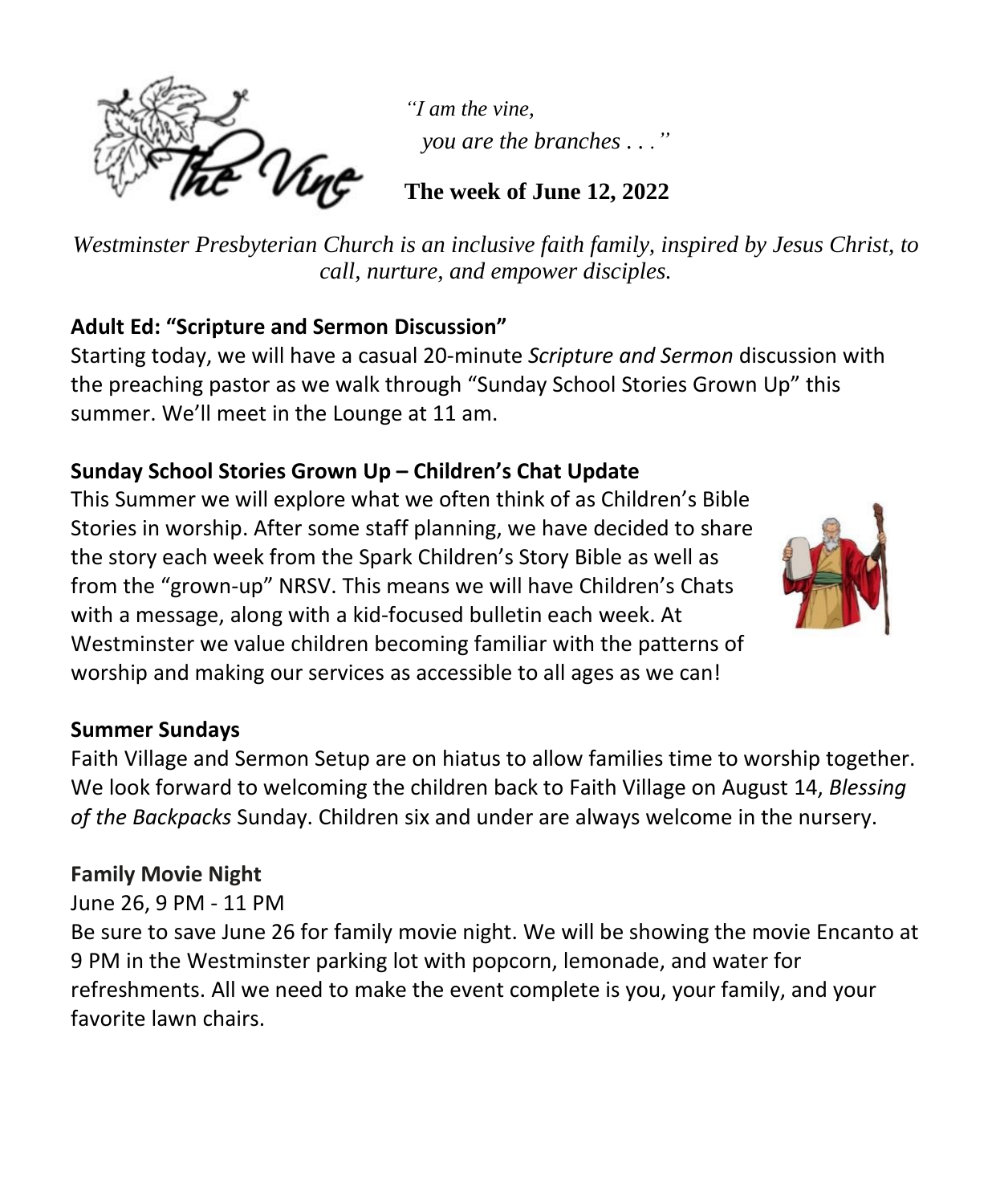*"I am the vine,*
*you are the branches . . ."*

**The week of June 12, 2022**

*Westminster Presbyterian Church is an inclusive faith family, inspired by Jesus Christ, to call, nurture, and empower disciples.*

**Adult Ed: "Scripture and Sermon Discussion"**

Starting today, we will have a casual 20-minute *Scripture and Sermon* discussion with the preaching pastor as we walk through "Sunday School Stories Grown Up" this summer. We'll meet in the Lounge at 11 am.

**Sunday School Stories Grown Up – Children's Chat Update**

This Summer we will explore what we often think of as Children's Bible Stories in worship. After some staff planning, we have decided to share the story each week from the Spark Children's Story Bible as well as from the "grown-up" NRSV. This means we will have Children's Chats with a message, along with a kid-focused bulletin each week. At Westminster we value children becoming familiar with the patterns of worship and making our services as accessible to all ages as we can!

**Summer Sundays**

Faith Village and Sermon Setup are on hiatus to allow families time to worship together. We look forward to welcoming the children back to Faith Village on August 14, *Blessing of the Backpacks* Sunday. Children six and under are always welcome in the nursery.

**Family Movie Night**

June 26, 9 PM - 11 PM

Be sure to save June 26 for family movie night. We will be showing the movie Encanto at 9 PM in the Westminster parking lot with popcorn, lemonade, and water for refreshments. All we need to make the event complete is you, your family, and your favorite lawn chairs.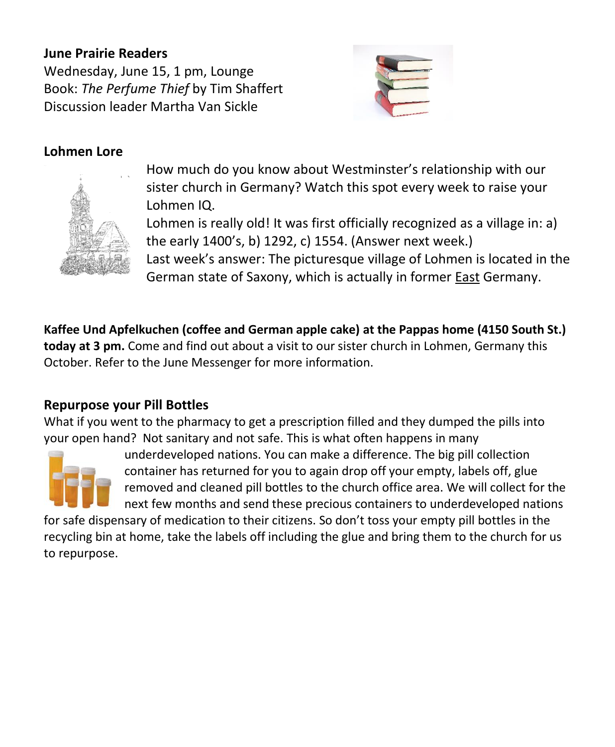**June Prairie Readers**
Wednesday, June 15, 1 pm, Lounge
Book: *The Perfume Thief* by Tim Shaffert
Discussion leader Martha Van Sickle

**Lohmen Lore**

How much do you know about Westminster's relationship with our sister church in Germany? Watch this spot every week to raise your Lohmen IQ.
Lohmen is really old! It was first officially recognized as a village in: a) the early 1400's, b) 1292, c) 1554. (Answer next week.)
Last week's answer: The picturesque village of Lohmen is located in the German state of Saxony, which is actually in former <u>East</u> Germany.

**Kaffee Und Apfelkuchen (coffee and German apple cake) at the Pappas home (4150 South St.) today at 3 pm.** Come and find out about a visit to our sister church in Lohmen, Germany this October. Refer to the June Messenger for more information.

**Repurpose your Pill Bottles**
What if you went to the pharmacy to get a prescription filled and they dumped the pills into your open hand? Not sanitary and not safe. This is what often happens in many underdeveloped nations. You can make a difference. The big pill collection container has returned for you to again drop off your empty, labels off, glue removed and cleaned pill bottles to the church office area. We will collect for the next few months and send these precious containers to underdeveloped nations for safe dispensary of medication to their citizens. So don't toss your empty pill bottles in the recycling bin at home, take the labels off including the glue and bring them to the church for us to repurpose.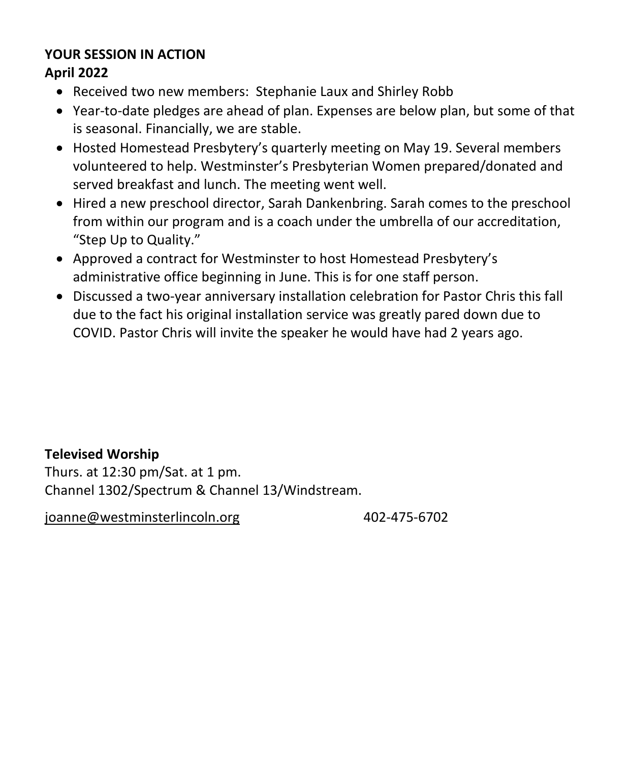**YOUR SESSION IN ACTION**
**April 2022**

- Received two new members:  Stephanie Laux and Shirley Robb
- Year-to-date pledges are ahead of plan. Expenses are below plan, but some of that is seasonal. Financially, we are stable.
- Hosted Homestead Presbytery's quarterly meeting on May 19. Several members volunteered to help. Westminster's Presbyterian Women prepared/donated and served breakfast and lunch. The meeting went well.
- Hired a new preschool director, Sarah Dankenbring. Sarah comes to the preschool from within our program and is a coach under the umbrella of our accreditation, "Step Up to Quality."
- Approved a contract for Westminster to host Homestead Presbytery's administrative office beginning in June. This is for one staff person.
- Discussed a two-year anniversary installation celebration for Pastor Chris this fall due to the fact his original installation service was greatly pared down due to COVID. Pastor Chris will invite the speaker he would have had 2 years ago.

**Televised Worship**
Thurs. at 12:30 pm/Sat. at 1 pm.
Channel 1302/Spectrum & Channel 13/Windstream.

joanne@westminsterlincoln.org 402-475-6702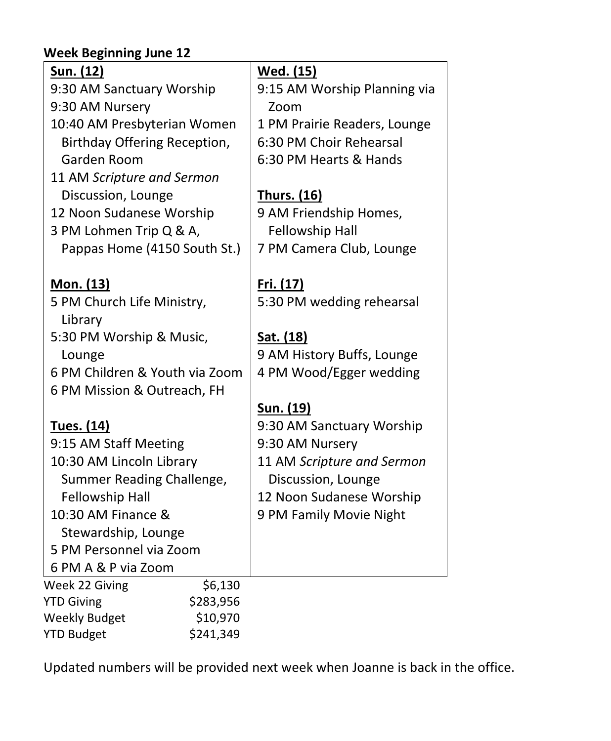**Week Beginning June 12**

**Sun. (12)**
9:30 AM Sanctuary Worship
9:30 AM Nursery
10:40 AM Presbyterian Women Birthday Offering Reception, Garden Room
11 AM *Scripture and Sermon* Discussion, Lounge
12 Noon Sudanese Worship
3 PM Lohmen Trip Q & A, Pappas Home (4150 South St.)

**Mon. (13)**
5 PM Church Life Ministry, Library
5:30 PM Worship & Music, Lounge
6 PM Children & Youth via Zoom
6 PM Mission & Outreach, FH

**Tues. (14)**
9:15 AM Staff Meeting
10:30 AM Lincoln Library Summer Reading Challenge, Fellowship Hall
10:30 AM Finance & Stewardship, Lounge
5 PM Personnel via Zoom
6 PM A & P via Zoom

**Wed. (15)**
9:15 AM Worship Planning via Zoom
1 PM Prairie Readers, Lounge
6:30 PM Choir Rehearsal
6:30 PM Hearts & Hands

**Thurs. (16)**
9 AM Friendship Homes, Fellowship Hall
7 PM Camera Club, Lounge

**Fri. (17)**
5:30 PM wedding rehearsal

**Sat. (18)**
9 AM History Buffs, Lounge
4 PM Wood/Egger wedding

**Sun. (19)**
9:30 AM Sanctuary Worship
9:30 AM Nursery
11 AM *Scripture and Sermon* Discussion, Lounge
12 Noon Sudanese Worship
9 PM Family Movie Night

| | |
|---|---|
| Week 22 Giving | $6,130 |
| YTD Giving | $283,956 |
| Weekly Budget | $10,970 |
| YTD Budget | $241,349 |

Updated numbers will be provided next week when Joanne is back in the office.